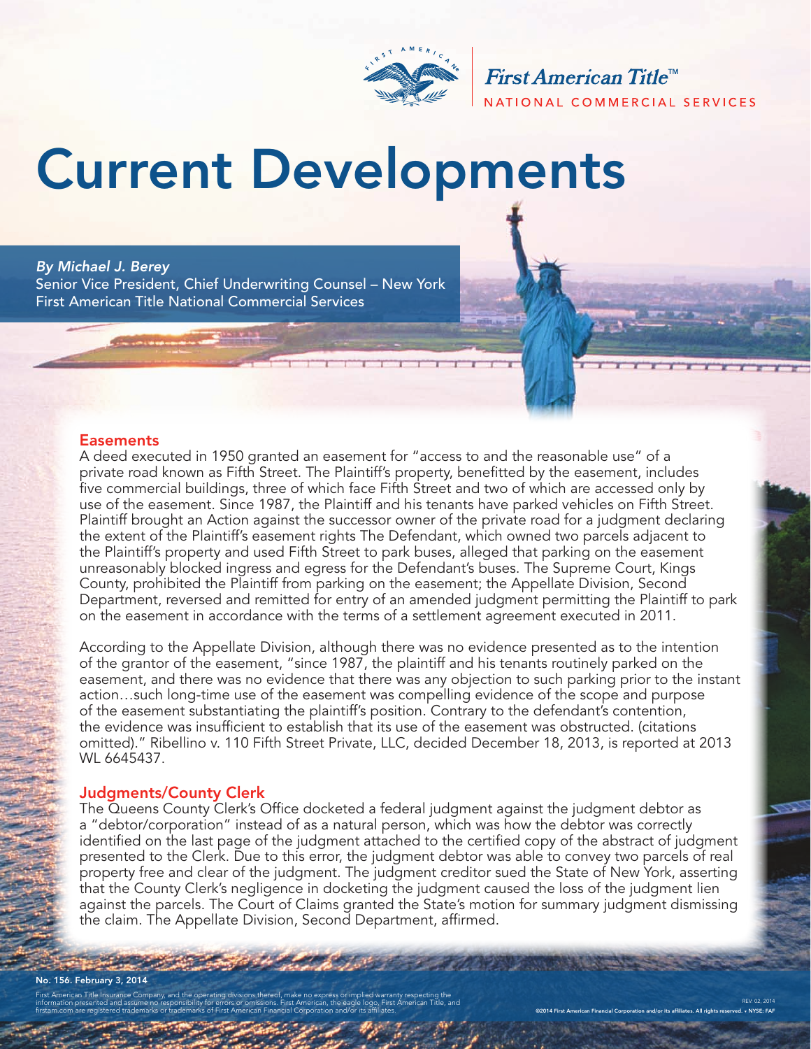First American Title™

NATIONAL COMMERCIAL SERVICES

# Current Developments

*By Michael J. Berey*
Senior Vice President, Chief Underwriting Counsel – New York
First American Title National Commercial Services

## Easements

A deed executed in 1950 granted an easement for "access to and the reasonable use" of a private road known as Fifth Street. The Plaintiff's property, benefitted by the easement, includes five commercial buildings, three of which face Fifth Street and two of which are accessed only by use of the easement. Since 1987, the Plaintiff and his tenants have parked vehicles on Fifth Street. Plaintiff brought an Action against the successor owner of the private road for a judgment declaring the extent of the Plaintiff's easement rights The Defendant, which owned two parcels adjacent to the Plaintiff's property and used Fifth Street to park buses, alleged that parking on the easement unreasonably blocked ingress and egress for the Defendant's buses. The Supreme Court, Kings County, prohibited the Plaintiff from parking on the easement; the Appellate Division, Second Department, reversed and remitted for entry of an amended judgment permitting the Plaintiff to park on the easement in accordance with the terms of a settlement agreement executed in 2011.

According to the Appellate Division, although there was no evidence presented as to the intention of the grantor of the easement, "since 1987, the plaintiff and his tenants routinely parked on the easement, and there was no evidence that there was any objection to such parking prior to the instant action…such long-time use of the easement was compelling evidence of the scope and purpose of the easement substantiating the plaintiff's position. Contrary to the defendant's contention, the evidence was insufficient to establish that its use of the easement was obstructed. (citations omitted)." Ribellino v. 110 Fifth Street Private, LLC, decided December 18, 2013, is reported at 2013 WL 6645437.

## Judgments/County Clerk

The Queens County Clerk's Office docketed a federal judgment against the judgment debtor as a "debtor/corporation" instead of as a natural person, which was how the debtor was correctly identified on the last page of the judgment attached to the certified copy of the abstract of judgment presented to the Clerk. Due to this error, the judgment debtor was able to convey two parcels of real property free and clear of the judgment. The judgment creditor sued the State of New York, asserting that the County Clerk's negligence in docketing the judgment caused the loss of the judgment lien against the parcels. The Court of Claims granted the State's motion for summary judgment dismissing the claim. The Appellate Division, Second Department, affirmed.

No. 156. February 3, 2014

First American Title Insurance Company, and the operating divisions thereof, make no express or implied warranty respecting the information presented and assume no responsibility for errors or omissions. First American, the eagle logo, First American Title, and firstam.com are registered trademarks or trademarks of First American Financial Corporation and/or its affiliates.

REV. 02, 2014

©2014 First American Financial Corporation and/or its affiliates. All rights reserved. • NYSE: FAF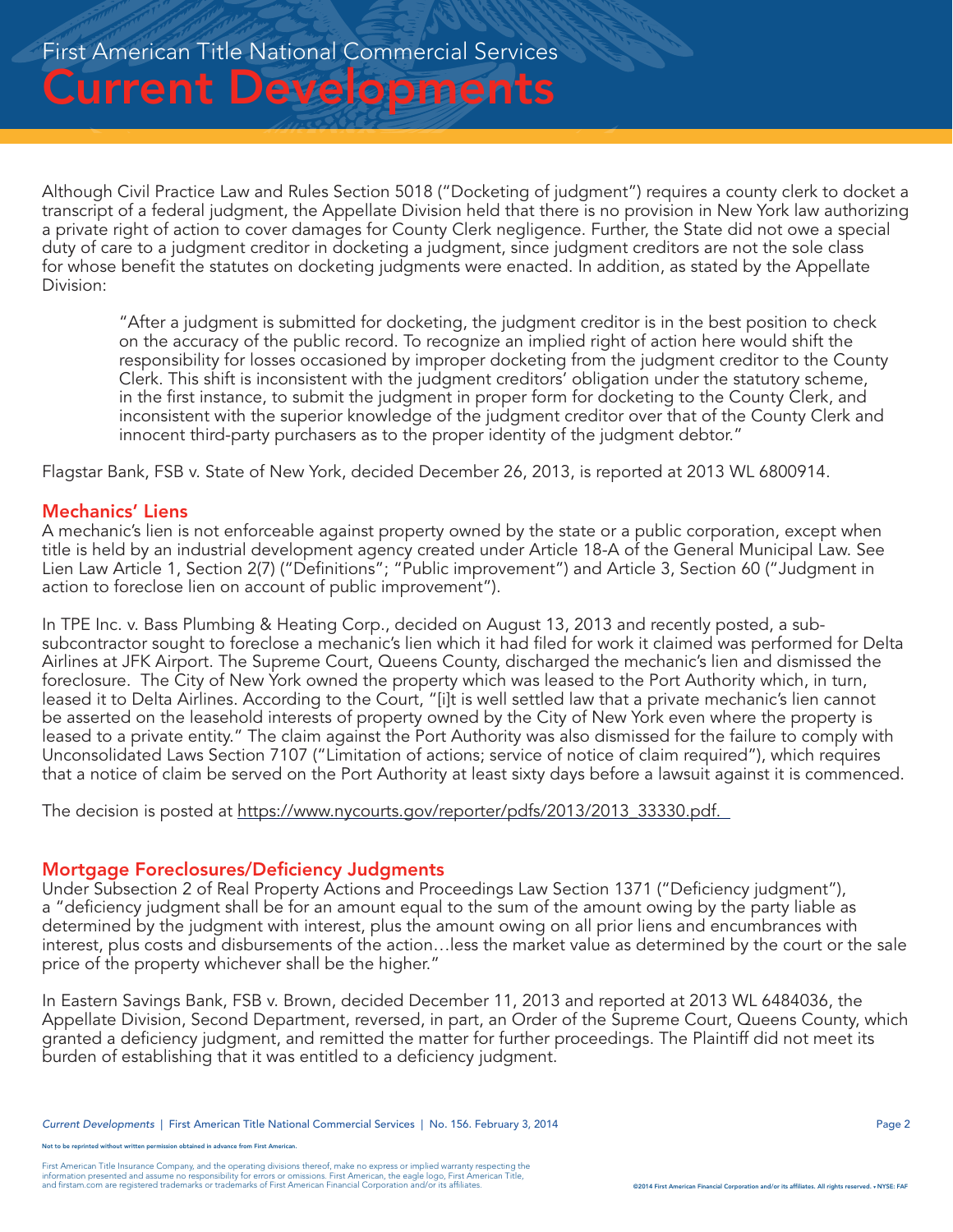Although Civil Practice Law and Rules Section 5018 ("Docketing of judgment") requires a county clerk to docket a transcript of a federal judgment, the Appellate Division held that there is no provision in New York law authorizing a private right of action to cover damages for County Clerk negligence. Further, the State did not owe a special duty of care to a judgment creditor in docketing a judgment, since judgment creditors are not the sole class for whose benefit the statutes on docketing judgments were enacted. In addition, as stated by the Appellate Division:

> "After a judgment is submitted for docketing, the judgment creditor is in the best position to check on the accuracy of the public record. To recognize an implied right of action here would shift the responsibility for losses occasioned by improper docketing from the judgment creditor to the County Clerk. This shift is inconsistent with the judgment creditors' obligation under the statutory scheme, in the first instance, to submit the judgment in proper form for docketing to the County Clerk, and inconsistent with the superior knowledge of the judgment creditor over that of the County Clerk and innocent third-party purchasers as to the proper identity of the judgment debtor."

Flagstar Bank, FSB v. State of New York, decided December 26, 2013, is reported at 2013 WL 6800914.

## Mechanics' Liens

A mechanic's lien is not enforceable against property owned by the state or a public corporation, except when title is held by an industrial development agency created under Article 18-A of the General Municipal Law. See Lien Law Article 1, Section 2(7) ("Definitions"; "Public improvement") and Article 3, Section 60 ("Judgment in action to foreclose lien on account of public improvement").

In TPE Inc. v. Bass Plumbing & Heating Corp., decided on August 13, 2013 and recently posted, a sub-subcontractor sought to foreclose a mechanic's lien which it had filed for work it claimed was performed for Delta Airlines at JFK Airport. The Supreme Court, Queens County, discharged the mechanic's lien and dismissed the foreclosure. The City of New York owned the property which was leased to the Port Authority which, in turn, leased it to Delta Airlines. According to the Court, "[i]t is well settled law that a private mechanic's lien cannot be asserted on the leasehold interests of property owned by the City of New York even where the property is leased to a private entity." The claim against the Port Authority was also dismissed for the failure to comply with Unconsolidated Laws Section 7107 ("Limitation of actions; service of notice of claim required"), which requires that a notice of claim be served on the Port Authority at least sixty days before a lawsuit against it is commenced.

The decision is posted at https://www.nycourts.gov/reporter/pdfs/2013/2013_33330.pdf.

## Mortgage Foreclosures/Deficiency Judgments

Under Subsection 2 of Real Property Actions and Proceedings Law Section 1371 ("Deficiency judgment"), a "deficiency judgment shall be for an amount equal to the sum of the amount owing by the party liable as determined by the judgment with interest, plus the amount owing on all prior liens and encumbrances with interest, plus costs and disbursements of the action…less the market value as determined by the court or the sale price of the property whichever shall be the higher."

In Eastern Savings Bank, FSB v. Brown, decided December 11, 2013 and reported at 2013 WL 6484036, the Appellate Division, Second Department, reversed, in part, an Order of the Supreme Court, Queens County, which granted a deficiency judgment, and remitted the matter for further proceedings. The Plaintiff did not meet its burden of establishing that it was entitled to a deficiency judgment.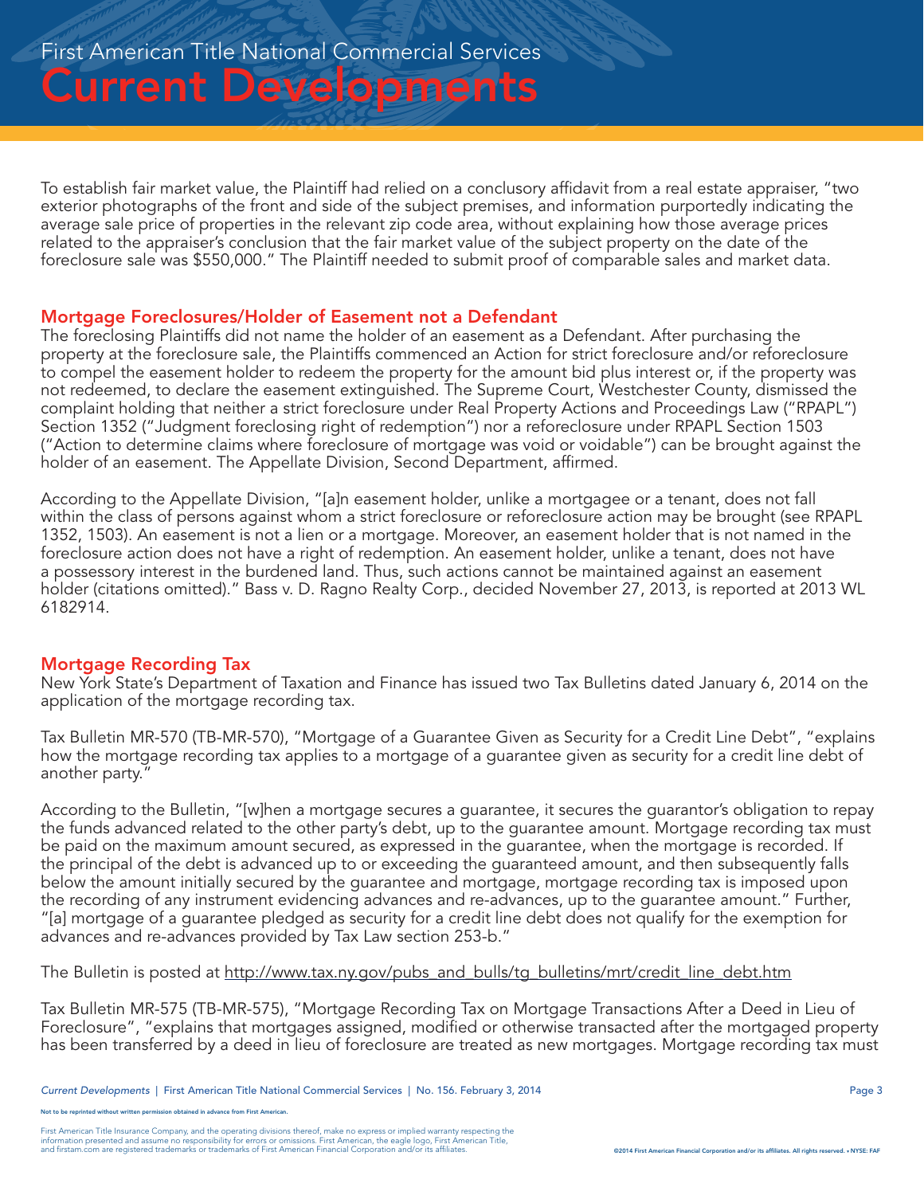To establish fair market value, the Plaintiff had relied on a conclusory affidavit from a real estate appraiser, "two exterior photographs of the front and side of the subject premises, and information purportedly indicating the average sale price of properties in the relevant zip code area, without explaining how those average prices related to the appraiser's conclusion that the fair market value of the subject property on the date of the foreclosure sale was $550,000." The Plaintiff needed to submit proof of comparable sales and market data.

## Mortgage Foreclosures/Holder of Easement not a Defendant

The foreclosing Plaintiffs did not name the holder of an easement as a Defendant. After purchasing the property at the foreclosure sale, the Plaintiffs commenced an Action for strict foreclosure and/or reforeclosure to compel the easement holder to redeem the property for the amount bid plus interest or, if the property was not redeemed, to declare the easement extinguished. The Supreme Court, Westchester County, dismissed the complaint holding that neither a strict foreclosure under Real Property Actions and Proceedings Law ("RPAPL") Section 1352 ("Judgment foreclosing right of redemption") nor a reforeclosure under RPAPL Section 1503 ("Action to determine claims where foreclosure of mortgage was void or voidable") can be brought against the holder of an easement. The Appellate Division, Second Department, affirmed.

According to the Appellate Division, "[a]n easement holder, unlike a mortgagee or a tenant, does not fall within the class of persons against whom a strict foreclosure or reforeclosure action may be brought (see RPAPL 1352, 1503). An easement is not a lien or a mortgage. Moreover, an easement holder that is not named in the foreclosure action does not have a right of redemption. An easement holder, unlike a tenant, does not have a possessory interest in the burdened land. Thus, such actions cannot be maintained against an easement holder (citations omitted)." Bass v. D. Ragno Realty Corp., decided November 27, 2013, is reported at 2013 WL 6182914.

## Mortgage Recording Tax

New York State's Department of Taxation and Finance has issued two Tax Bulletins dated January 6, 2014 on the application of the mortgage recording tax.

Tax Bulletin MR-570 (TB-MR-570), "Mortgage of a Guarantee Given as Security for a Credit Line Debt", "explains how the mortgage recording tax applies to a mortgage of a guarantee given as security for a credit line debt of another party."

According to the Bulletin, "[w]hen a mortgage secures a guarantee, it secures the guarantor's obligation to repay the funds advanced related to the other party's debt, up to the guarantee amount. Mortgage recording tax must be paid on the maximum amount secured, as expressed in the guarantee, when the mortgage is recorded. If the principal of the debt is advanced up to or exceeding the guaranteed amount, and then subsequently falls below the amount initially secured by the guarantee and mortgage, mortgage recording tax is imposed upon the recording of any instrument evidencing advances and re-advances, up to the guarantee amount." Further, "[a] mortgage of a guarantee pledged as security for a credit line debt does not qualify for the exemption for advances and re-advances provided by Tax Law section 253-b."

The Bulletin is posted at http://www.tax.ny.gov/pubs_and_bulls/tg_bulletins/mrt/credit_line_debt.htm

Tax Bulletin MR-575 (TB-MR-575), "Mortgage Recording Tax on Mortgage Transactions After a Deed in Lieu of Foreclosure", "explains that mortgages assigned, modified or otherwise transacted after the mortgaged property has been transferred by a deed in lieu of foreclosure are treated as new mortgages. Mortgage recording tax must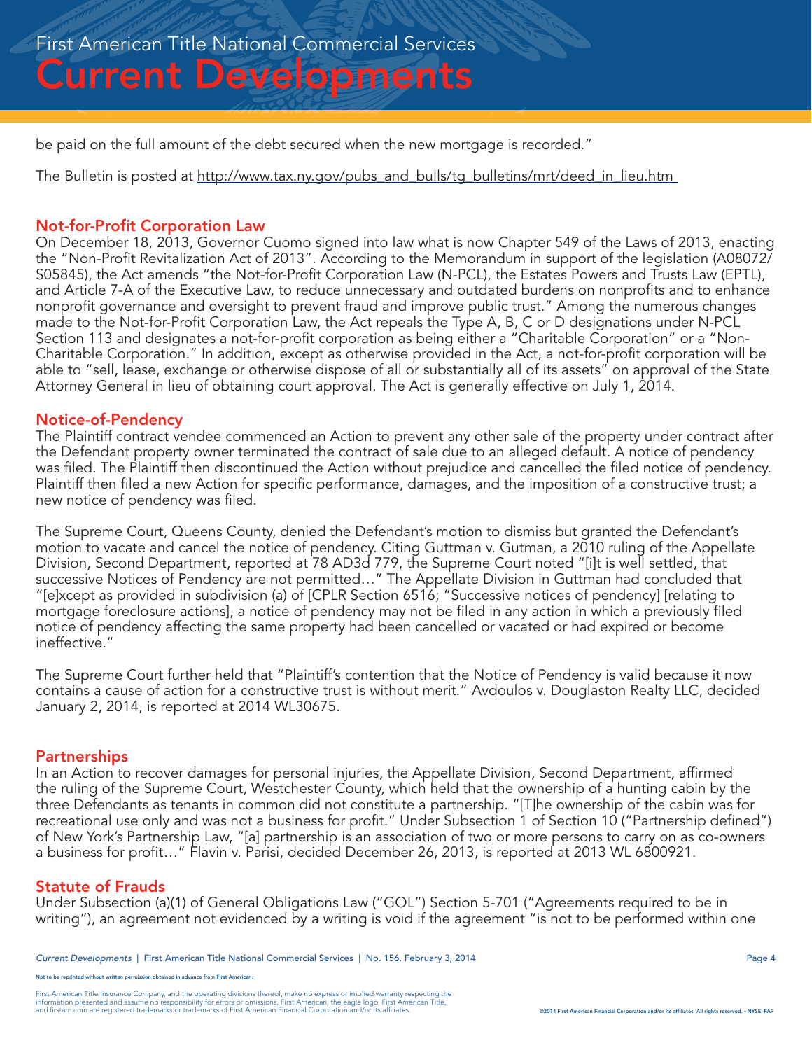be paid on the full amount of the debt secured when the new mortgage is recorded."

The Bulletin is posted at http://www.tax.ny.gov/pubs_and_bulls/tg_bulletins/mrt/deed_in_lieu.htm

## Not-for-Profit Corporation Law

On December 18, 2013, Governor Cuomo signed into law what is now Chapter 549 of the Laws of 2013, enacting the "Non-Profit Revitalization Act of 2013". According to the Memorandum in support of the legislation (A08072/S05845), the Act amends "the Not-for-Profit Corporation Law (N-PCL), the Estates Powers and Trusts Law (EPTL), and Article 7-A of the Executive Law, to reduce unnecessary and outdated burdens on nonprofits and to enhance nonprofit governance and oversight to prevent fraud and improve public trust." Among the numerous changes made to the Not-for-Profit Corporation Law, the Act repeals the Type A, B, C or D designations under N-PCL Section 113 and designates a not-for-profit corporation as being either a "Charitable Corporation" or a "Non-Charitable Corporation." In addition, except as otherwise provided in the Act, a not-for-profit corporation will be able to "sell, lease, exchange or otherwise dispose of all or substantially all of its assets" on approval of the State Attorney General in lieu of obtaining court approval. The Act is generally effective on July 1, 2014.

## Notice-of-Pendency

The Plaintiff contract vendee commenced an Action to prevent any other sale of the property under contract after the Defendant property owner terminated the contract of sale due to an alleged default. A notice of pendency was filed. The Plaintiff then discontinued the Action without prejudice and cancelled the filed notice of pendency. Plaintiff then filed a new Action for specific performance, damages, and the imposition of a constructive trust; a new notice of pendency was filed.

The Supreme Court, Queens County, denied the Defendant's motion to dismiss but granted the Defendant's motion to vacate and cancel the notice of pendency. Citing Guttman v. Gutman, a 2010 ruling of the Appellate Division, Second Department, reported at 78 AD3d 779, the Supreme Court noted "[i]t is well settled, that successive Notices of Pendency are not permitted…" The Appellate Division in Guttman had concluded that "[e]xcept as provided in subdivision (a) of [CPLR Section 6516; "Successive notices of pendency] [relating to mortgage foreclosure actions], a notice of pendency may not be filed in any action in which a previously filed notice of pendency affecting the same property had been cancelled or vacated or had expired or become ineffective."

The Supreme Court further held that "Plaintiff's contention that the Notice of Pendency is valid because it now contains a cause of action for a constructive trust is without merit." Avdoulos v. Douglaston Realty LLC, decided January 2, 2014, is reported at 2014 WL30675.

## Partnerships

In an Action to recover damages for personal injuries, the Appellate Division, Second Department, affirmed the ruling of the Supreme Court, Westchester County, which held that the ownership of a hunting cabin by the three Defendants as tenants in common did not constitute a partnership. "[T]he ownership of the cabin was for recreational use only and was not a business for profit." Under Subsection 1 of Section 10 ("Partnership defined") of New York's Partnership Law, "[a] partnership is an association of two or more persons to carry on as co-owners a business for profit…" Flavin v. Parisi, decided December 26, 2013, is reported at 2013 WL 6800921.

## Statute of Frauds

Under Subsection (a)(1) of General Obligations Law ("GOL") Section 5-701 ("Agreements required to be in writing"), an agreement not evidenced by a writing is void if the agreement "is not to be performed within one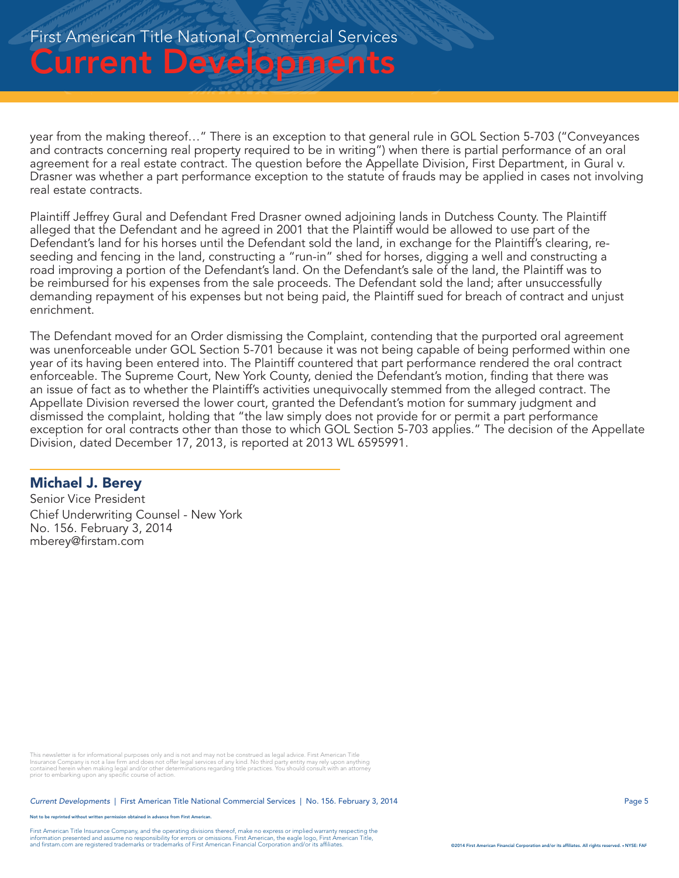year from the making thereof…" There is an exception to that general rule in GOL Section 5-703 ("Conveyances and contracts concerning real property required to be in writing") when there is partial performance of an oral agreement for a real estate contract. The question before the Appellate Division, First Department, in Gural v. Drasner was whether a part performance exception to the statute of frauds may be applied in cases not involving real estate contracts.

Plaintiff Jeffrey Gural and Defendant Fred Drasner owned adjoining lands in Dutchess County. The Plaintiff alleged that the Defendant and he agreed in 2001 that the Plaintiff would be allowed to use part of the Defendant's land for his horses until the Defendant sold the land, in exchange for the Plaintiff's clearing, re-seeding and fencing in the land, constructing a "run-in" shed for horses, digging a well and constructing a road improving a portion of the Defendant's land. On the Defendant's sale of the land, the Plaintiff was to be reimbursed for his expenses from the sale proceeds. The Defendant sold the land; after unsuccessfully demanding repayment of his expenses but not being paid, the Plaintiff sued for breach of contract and unjust enrichment.

The Defendant moved for an Order dismissing the Complaint, contending that the purported oral agreement was unenforceable under GOL Section 5-701 because it was not being capable of being performed within one year of its having been entered into. The Plaintiff countered that part performance rendered the oral contract enforceable. The Supreme Court, New York County, denied the Defendant's motion, finding that there was an issue of fact as to whether the Plaintiff's activities unequivocally stemmed from the alleged contract. The Appellate Division reversed the lower court, granted the Defendant's motion for summary judgment and dismissed the complaint, holding that "the law simply does not provide for or permit a part performance exception for oral contracts other than those to which GOL Section 5-703 applies." The decision of the Appellate Division, dated December 17, 2013, is reported at 2013 WL 6595991.

---

**Michael J. Berey**
Senior Vice President
Chief Underwriting Counsel - New York
No. 156. February 3, 2014
mberey@firstam.com

This newsletter is for informational purposes only and is not and may not be construed as legal advice. First American Title Insurance Company is not a law firm and does not offer legal services of any kind. No third party entity may rely upon anything contained herein when making legal and/or other determinations regarding title practices. You should consult with an attorney prior to embarking upon any specific course of action.

Not to be reprinted without written permission obtained in advance from First American.

First American Title Insurance Company, and the operating divisions thereof, make no express or implied warranty respecting the information presented and assume no responsibility for errors or omissions. First American, the eagle logo, First American Title, and firstam.com are registered trademarks or trademarks of First American Financial Corporation and/or its affiliates.

©2014 First American Financial Corporation and/or its affiliates. All rights reserved. • NYSE: FAF